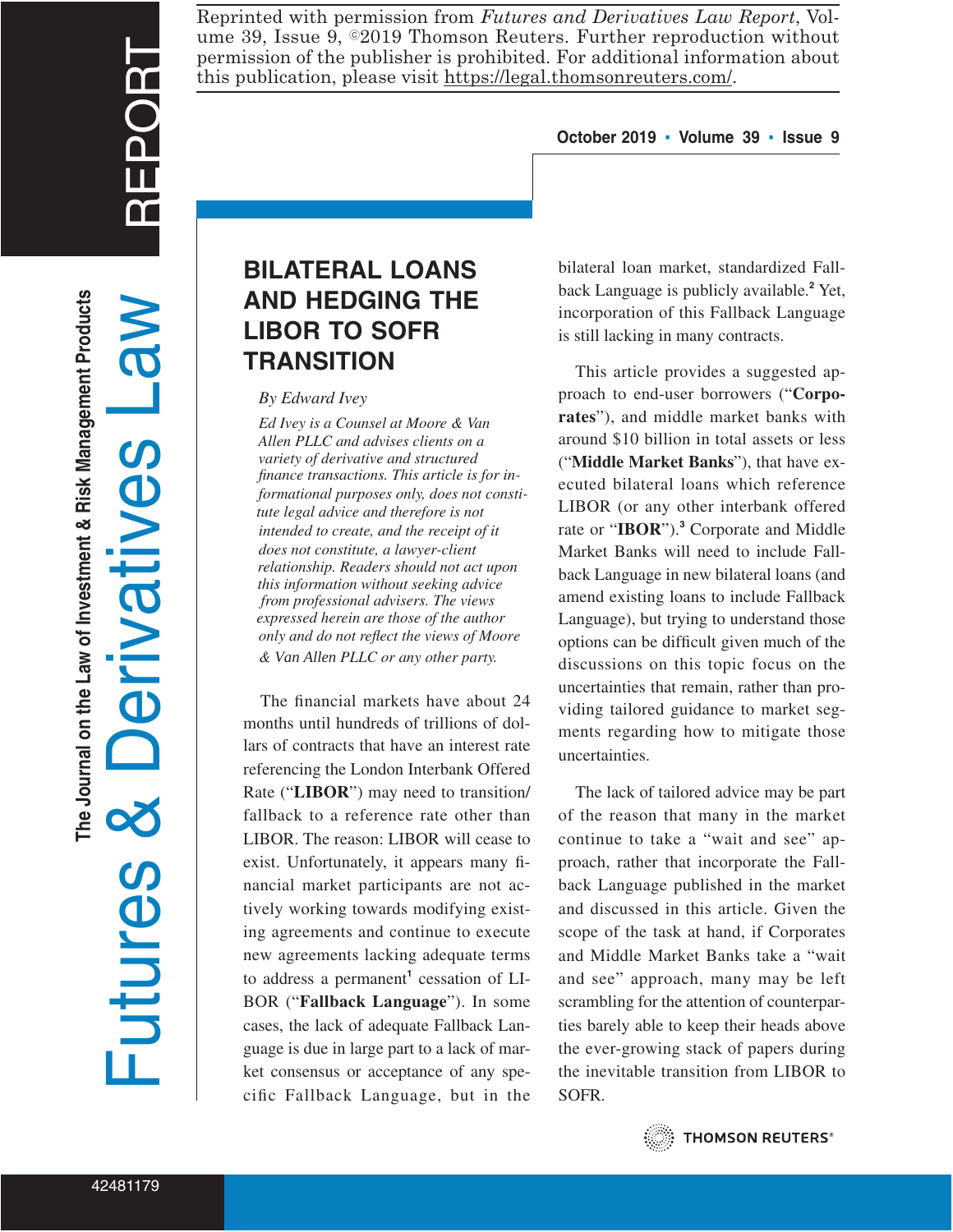Reprinted with permission from *Futures and Derivatives Law Report*, Volume 39, Issue 9, ©2019 Thomson Reuters. Further reproduction without permission of the publisher is prohibited. For additional information about this publication, please visit https://legal.thomsonreuters.com/.

# BILATERAL LOANS AND HEDGING THE LIBOR TO SOFR TRANSITION

*By Edward Ivey*

*Ed Ivey is a Counsel at Moore & Van Allen PLLC and advises clients on a variety of derivative and structured finance transactions. This article is for informational purposes only, does not constitute legal advice and therefore is not intended to create, and the receipt of it does not constitute, a lawyer-client relationship. Readers should not act upon this information without seeking advice from professional advisers. The views expressed herein are those of the author only and do not reflect the views of Moore & Van Allen PLLC or any other party.*

The financial markets have about 24 months until hundreds of trillions of dollars of contracts that have an interest rate referencing the London Interbank Offered Rate ("**LIBOR**") may need to transition/fallback to a reference rate other than LIBOR. The reason: LIBOR will cease to exist. Unfortunately, it appears many financial market participants are not actively working towards modifying existing agreements and continue to execute new agreements lacking adequate terms to address a permanent[1] cessation of LIBOR ("**Fallback Language**"). In some cases, the lack of adequate Fallback Language is due in large part to a lack of market consensus or acceptance of any specific Fallback Language, but in the bilateral loan market, standardized Fallback Language is publicly available.[2] Yet, incorporation of this Fallback Language is still lacking in many contracts.

This article provides a suggested approach to end-user borrowers ("**Corporates**"), and middle market banks with around $10 billion in total assets or less ("**Middle Market Banks**"), that have executed bilateral loans which reference LIBOR (or any other interbank offered rate or "**IBOR**").[3] Corporate and Middle Market Banks will need to include Fallback Language in new bilateral loans (and amend existing loans to include Fallback Language), but trying to understand those options can be difficult given much of the discussions on this topic focus on the uncertainties that remain, rather than providing tailored guidance to market segments regarding how to mitigate those uncertainties.

The lack of tailored advice may be part of the reason that many in the market continue to take a "wait and see" approach, rather that incorporate the Fallback Language published in the market and discussed in this article. Given the scope of the task at hand, if Corporates and Middle Market Banks take a "wait and see" approach, many may be left scrambling for the attention of counterparties barely able to keep their heads above the ever-growing stack of papers during the inevitable transition from LIBOR to SOFR.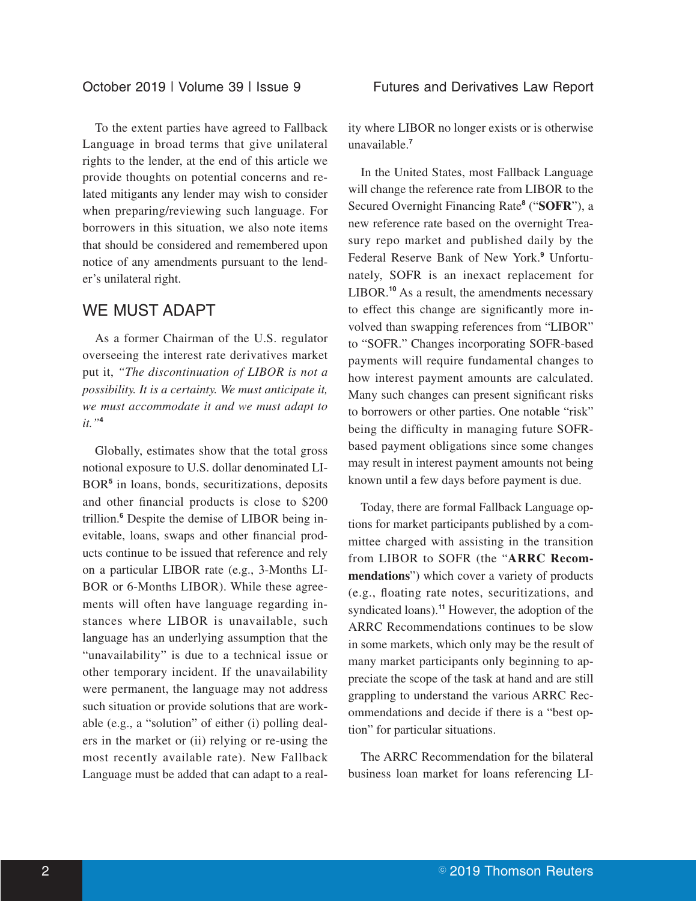To the extent parties have agreed to Fallback Language in broad terms that give unilateral rights to the lender, at the end of this article we provide thoughts on potential concerns and related mitigants any lender may wish to consider when preparing/reviewing such language. For borrowers in this situation, we also note items that should be considered and remembered upon notice of any amendments pursuant to the lender's unilateral right.

## WE MUST ADAPT

As a former Chairman of the U.S. regulator overseeing the interest rate derivatives market put it, *"The discontinuation of LIBOR is not a possibility. It is a certainty. We must anticipate it, we must accommodate it and we must adapt to it."*[4]

Globally, estimates show that the total gross notional exposure to U.S. dollar denominated LIBOR[5] in loans, bonds, securitizations, deposits and other financial products is close to $200 trillion.[6] Despite the demise of LIBOR being inevitable, loans, swaps and other financial products continue to be issued that reference and rely on a particular LIBOR rate (e.g., 3-Months LIBOR or 6-Months LIBOR). While these agreements will often have language regarding instances where LIBOR is unavailable, such language has an underlying assumption that the "unavailability" is due to a technical issue or other temporary incident. If the unavailability were permanent, the language may not address such situation or provide solutions that are workable (e.g., a "solution" of either (i) polling dealers in the market or (ii) relying or re-using the most recently available rate). New Fallback Language must be added that can adapt to a reality where LIBOR no longer exists or is otherwise unavailable.[7]

In the United States, most Fallback Language will change the reference rate from LIBOR to the Secured Overnight Financing Rate[8] ("**SOFR**"), a new reference rate based on the overnight Treasury repo market and published daily by the Federal Reserve Bank of New York.[9] Unfortunately, SOFR is an inexact replacement for LIBOR.[10] As a result, the amendments necessary to effect this change are significantly more involved than swapping references from "LIBOR" to "SOFR." Changes incorporating SOFR-based payments will require fundamental changes to how interest payment amounts are calculated. Many such changes can present significant risks to borrowers or other parties. One notable "risk" being the difficulty in managing future SOFR-based payment obligations since some changes may result in interest payment amounts not being known until a few days before payment is due.

Today, there are formal Fallback Language options for market participants published by a committee charged with assisting in the transition from LIBOR to SOFR (the "**ARRC Recommendations**") which cover a variety of products (e.g., floating rate notes, securitizations, and syndicated loans).[11] However, the adoption of the ARRC Recommendations continues to be slow in some markets, which only may be the result of many market participants only beginning to appreciate the scope of the task at hand and are still grappling to understand the various ARRC Recommendations and decide if there is a "best option" for particular situations.

The ARRC Recommendation for the bilateral business loan market for loans referencing LI-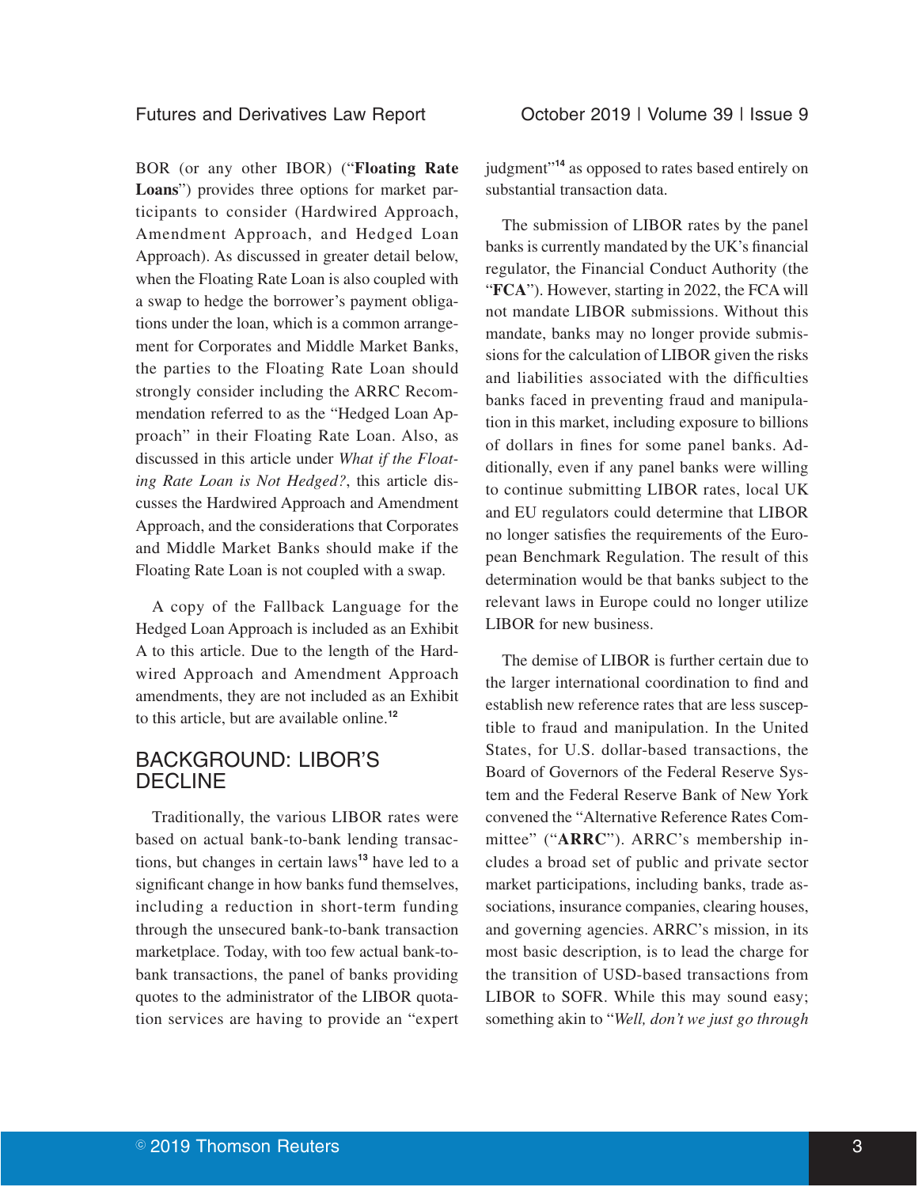BOR (or any other IBOR) ("**Floating Rate Loans**") provides three options for market participants to consider (Hardwired Approach, Amendment Approach, and Hedged Loan Approach). As discussed in greater detail below, when the Floating Rate Loan is also coupled with a swap to hedge the borrower's payment obligations under the loan, which is a common arrangement for Corporates and Middle Market Banks, the parties to the Floating Rate Loan should strongly consider including the ARRC Recommendation referred to as the "Hedged Loan Approach" in their Floating Rate Loan. Also, as discussed in this article under *What if the Floating Rate Loan is Not Hedged?*, this article discusses the Hardwired Approach and Amendment Approach, and the considerations that Corporates and Middle Market Banks should make if the Floating Rate Loan is not coupled with a swap.

A copy of the Fallback Language for the Hedged Loan Approach is included as an Exhibit A to this article. Due to the length of the Hardwired Approach and Amendment Approach amendments, they are not included as an Exhibit to this article, but are available online.[12]

## BACKGROUND: LIBOR'S DECLINE

Traditionally, the various LIBOR rates were based on actual bank-to-bank lending transactions, but changes in certain laws[13] have led to a significant change in how banks fund themselves, including a reduction in short-term funding through the unsecured bank-to-bank transaction marketplace. Today, with too few actual bank-to-bank transactions, the panel of banks providing quotes to the administrator of the LIBOR quotation services are having to provide an "expert judgment"[14] as opposed to rates based entirely on substantial transaction data.

The submission of LIBOR rates by the panel banks is currently mandated by the UK's financial regulator, the Financial Conduct Authority (the "**FCA**"). However, starting in 2022, the FCA will not mandate LIBOR submissions. Without this mandate, banks may no longer provide submissions for the calculation of LIBOR given the risks and liabilities associated with the difficulties banks faced in preventing fraud and manipulation in this market, including exposure to billions of dollars in fines for some panel banks. Additionally, even if any panel banks were willing to continue submitting LIBOR rates, local UK and EU regulators could determine that LIBOR no longer satisfies the requirements of the European Benchmark Regulation. The result of this determination would be that banks subject to the relevant laws in Europe could no longer utilize LIBOR for new business.

The demise of LIBOR is further certain due to the larger international coordination to find and establish new reference rates that are less susceptible to fraud and manipulation. In the United States, for U.S. dollar-based transactions, the Board of Governors of the Federal Reserve System and the Federal Reserve Bank of New York convened the "Alternative Reference Rates Committee" ("**ARRC**"). ARRC's membership includes a broad set of public and private sector market participations, including banks, trade associations, insurance companies, clearing houses, and governing agencies. ARRC's mission, in its most basic description, is to lead the charge for the transition of USD-based transactions from LIBOR to SOFR. While this may sound easy; something akin to "*Well, don't we just go through*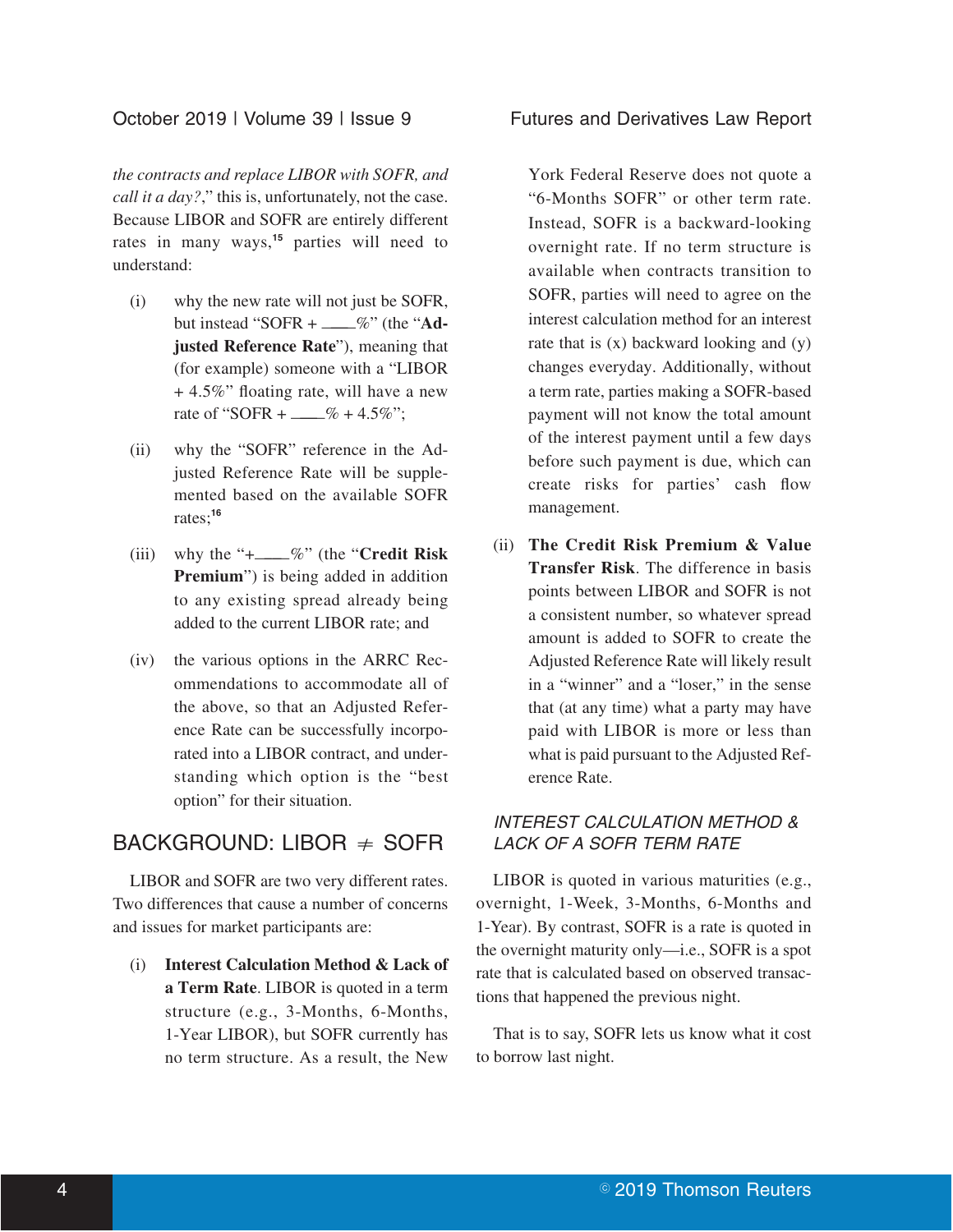*the contracts and replace LIBOR with SOFR, and call it a day?*," this is, unfortunately, not the case. Because LIBOR and SOFR are entirely different rates in many ways,[15] parties will need to understand:

(i) why the new rate will not just be SOFR, but instead "SOFR + ____%" (the "**Adjusted Reference Rate**"), meaning that (for example) someone with a "LIBOR + 4.5%" floating rate, will have a new rate of "SOFR + ____% + 4.5%";

(ii) why the "SOFR" reference in the Adjusted Reference Rate will be supplemented based on the available SOFR rates;[16]

(iii) why the "+____%" (the "**Credit Risk Premium**") is being added in addition to any existing spread already being added to the current LIBOR rate; and

(iv) the various options in the ARRC Recommendations to accommodate all of the above, so that an Adjusted Reference Rate can be successfully incorporated into a LIBOR contract, and understanding which option is the "best option" for their situation.

## BACKGROUND: LIBOR ≠ SOFR

LIBOR and SOFR are two very different rates. Two differences that cause a number of concerns and issues for market participants are:

(i) **Interest Calculation Method & Lack of a Term Rate**. LIBOR is quoted in a term structure (e.g., 3-Months, 6-Months, 1-Year LIBOR), but SOFR currently has no term structure. As a result, the New York Federal Reserve does not quote a "6-Months SOFR" or other term rate. Instead, SOFR is a backward-looking overnight rate. If no term structure is available when contracts transition to SOFR, parties will need to agree on the interest calculation method for an interest rate that is (x) backward looking and (y) changes everyday. Additionally, without a term rate, parties making a SOFR-based payment will not know the total amount of the interest payment until a few days before such payment is due, which can create risks for parties' cash flow management.

(ii) **The Credit Risk Premium & Value Transfer Risk**. The difference in basis points between LIBOR and SOFR is not a consistent number, so whatever spread amount is added to SOFR to create the Adjusted Reference Rate will likely result in a "winner" and a "loser," in the sense that (at any time) what a party may have paid with LIBOR is more or less than what is paid pursuant to the Adjusted Reference Rate.

### *INTEREST CALCULATION METHOD & LACK OF A SOFR TERM RATE*

LIBOR is quoted in various maturities (e.g., overnight, 1-Week, 3-Months, 6-Months and 1-Year). By contrast, SOFR is a rate is quoted in the overnight maturity only—i.e., SOFR is a spot rate that is calculated based on observed transactions that happened the previous night.

That is to say, SOFR lets us know what it cost to borrow last night.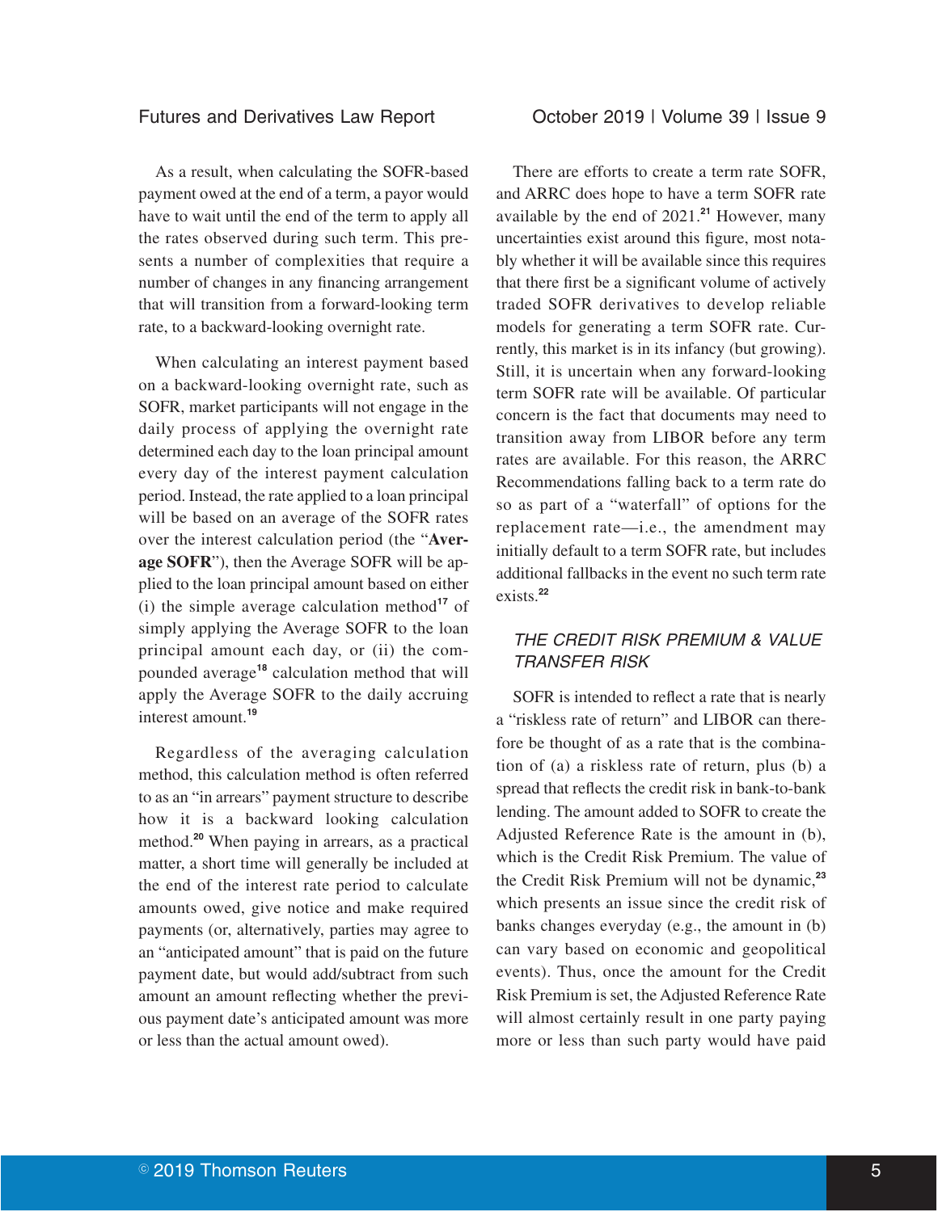As a result, when calculating the SOFR-based payment owed at the end of a term, a payor would have to wait until the end of the term to apply all the rates observed during such term. This presents a number of complexities that require a number of changes in any financing arrangement that will transition from a forward-looking term rate, to a backward-looking overnight rate.

When calculating an interest payment based on a backward-looking overnight rate, such as SOFR, market participants will not engage in the daily process of applying the overnight rate determined each day to the loan principal amount every day of the interest payment calculation period. Instead, the rate applied to a loan principal will be based on an average of the SOFR rates over the interest calculation period (the "**Average SOFR**"), then the Average SOFR will be applied to the loan principal amount based on either (i) the simple average calculation method[17] of simply applying the Average SOFR to the loan principal amount each day, or (ii) the compounded average[18] calculation method that will apply the Average SOFR to the daily accruing interest amount.[19]

Regardless of the averaging calculation method, this calculation method is often referred to as an "in arrears" payment structure to describe how it is a backward looking calculation method.[20] When paying in arrears, as a practical matter, a short time will generally be included at the end of the interest rate period to calculate amounts owed, give notice and make required payments (or, alternatively, parties may agree to an "anticipated amount" that is paid on the future payment date, but would add/subtract from such amount an amount reflecting whether the previous payment date's anticipated amount was more or less than the actual amount owed).

There are efforts to create a term rate SOFR, and ARRC does hope to have a term SOFR rate available by the end of 2021.[21] However, many uncertainties exist around this figure, most notably whether it will be available since this requires that there first be a significant volume of actively traded SOFR derivatives to develop reliable models for generating a term SOFR rate. Currently, this market is in its infancy (but growing). Still, it is uncertain when any forward-looking term SOFR rate will be available. Of particular concern is the fact that documents may need to transition away from LIBOR before any term rates are available. For this reason, the ARRC Recommendations falling back to a term rate do so as part of a "waterfall" of options for the replacement rate—i.e., the amendment may initially default to a term SOFR rate, but includes additional fallbacks in the event no such term rate exists.[22]

### *THE CREDIT RISK PREMIUM & VALUE TRANSFER RISK*

SOFR is intended to reflect a rate that is nearly a "riskless rate of return" and LIBOR can therefore be thought of as a rate that is the combination of (a) a riskless rate of return, plus (b) a spread that reflects the credit risk in bank-to-bank lending. The amount added to SOFR to create the Adjusted Reference Rate is the amount in (b), which is the Credit Risk Premium. The value of the Credit Risk Premium will not be dynamic,[23] which presents an issue since the credit risk of banks changes everyday (e.g., the amount in (b) can vary based on economic and geopolitical events). Thus, once the amount for the Credit Risk Premium is set, the Adjusted Reference Rate will almost certainly result in one party paying more or less than such party would have paid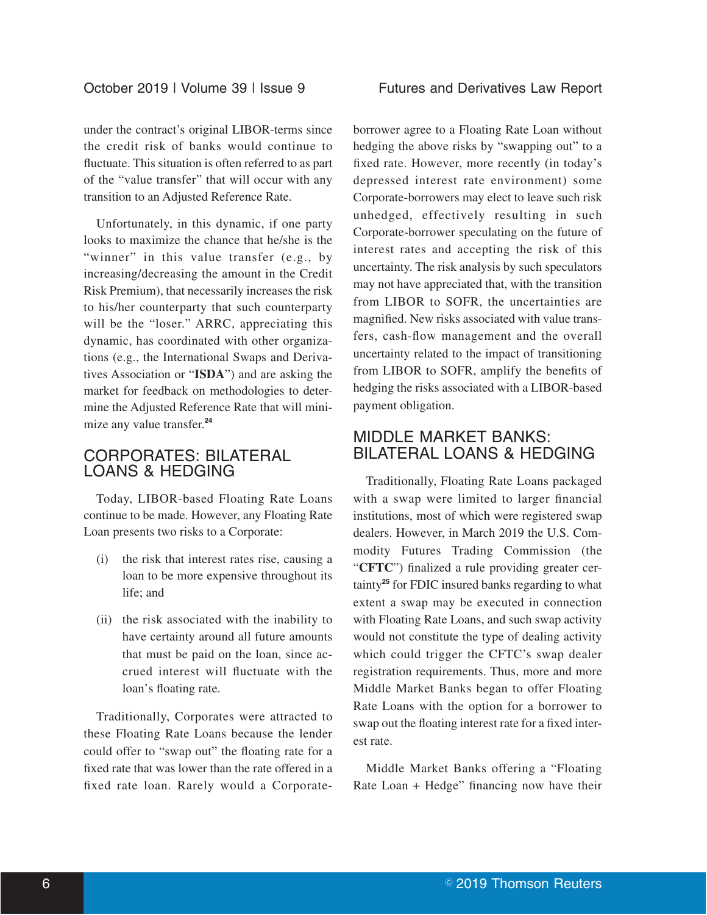under the contract's original LIBOR-terms since the credit risk of banks would continue to fluctuate. This situation is often referred to as part of the "value transfer" that will occur with any transition to an Adjusted Reference Rate.

Unfortunately, in this dynamic, if one party looks to maximize the chance that he/she is the "winner" in this value transfer (e.g., by increasing/decreasing the amount in the Credit Risk Premium), that necessarily increases the risk to his/her counterparty that such counterparty will be the "loser." ARRC, appreciating this dynamic, has coordinated with other organizations (e.g., the International Swaps and Derivatives Association or "**ISDA**") and are asking the market for feedback on methodologies to determine the Adjusted Reference Rate that will minimize any value transfer.[24]

## CORPORATES: BILATERAL LOANS & HEDGING

Today, LIBOR-based Floating Rate Loans continue to be made. However, any Floating Rate Loan presents two risks to a Corporate:

(i) the risk that interest rates rise, causing a loan to be more expensive throughout its life; and

(ii) the risk associated with the inability to have certainty around all future amounts that must be paid on the loan, since accrued interest will fluctuate with the loan's floating rate.

Traditionally, Corporates were attracted to these Floating Rate Loans because the lender could offer to "swap out" the floating rate for a fixed rate that was lower than the rate offered in a fixed rate loan. Rarely would a Corporate-borrower agree to a Floating Rate Loan without hedging the above risks by "swapping out" to a fixed rate. However, more recently (in today's depressed interest rate environment) some Corporate-borrowers may elect to leave such risk unhedged, effectively resulting in such Corporate-borrower speculating on the future of interest rates and accepting the risk of this uncertainty. The risk analysis by such speculators may not have appreciated that, with the transition from LIBOR to SOFR, the uncertainties are magnified. New risks associated with value transfers, cash-flow management and the overall uncertainty related to the impact of transitioning from LIBOR to SOFR, amplify the benefits of hedging the risks associated with a LIBOR-based payment obligation.

## MIDDLE MARKET BANKS: BILATERAL LOANS & HEDGING

Traditionally, Floating Rate Loans packaged with a swap were limited to larger financial institutions, most of which were registered swap dealers. However, in March 2019 the U.S. Commodity Futures Trading Commission (the "**CFTC**") finalized a rule providing greater certainty[25] for FDIC insured banks regarding to what extent a swap may be executed in connection with Floating Rate Loans, and such swap activity would not constitute the type of dealing activity which could trigger the CFTC's swap dealer registration requirements. Thus, more and more Middle Market Banks began to offer Floating Rate Loans with the option for a borrower to swap out the floating interest rate for a fixed interest rate.

Middle Market Banks offering a "Floating Rate Loan + Hedge" financing now have their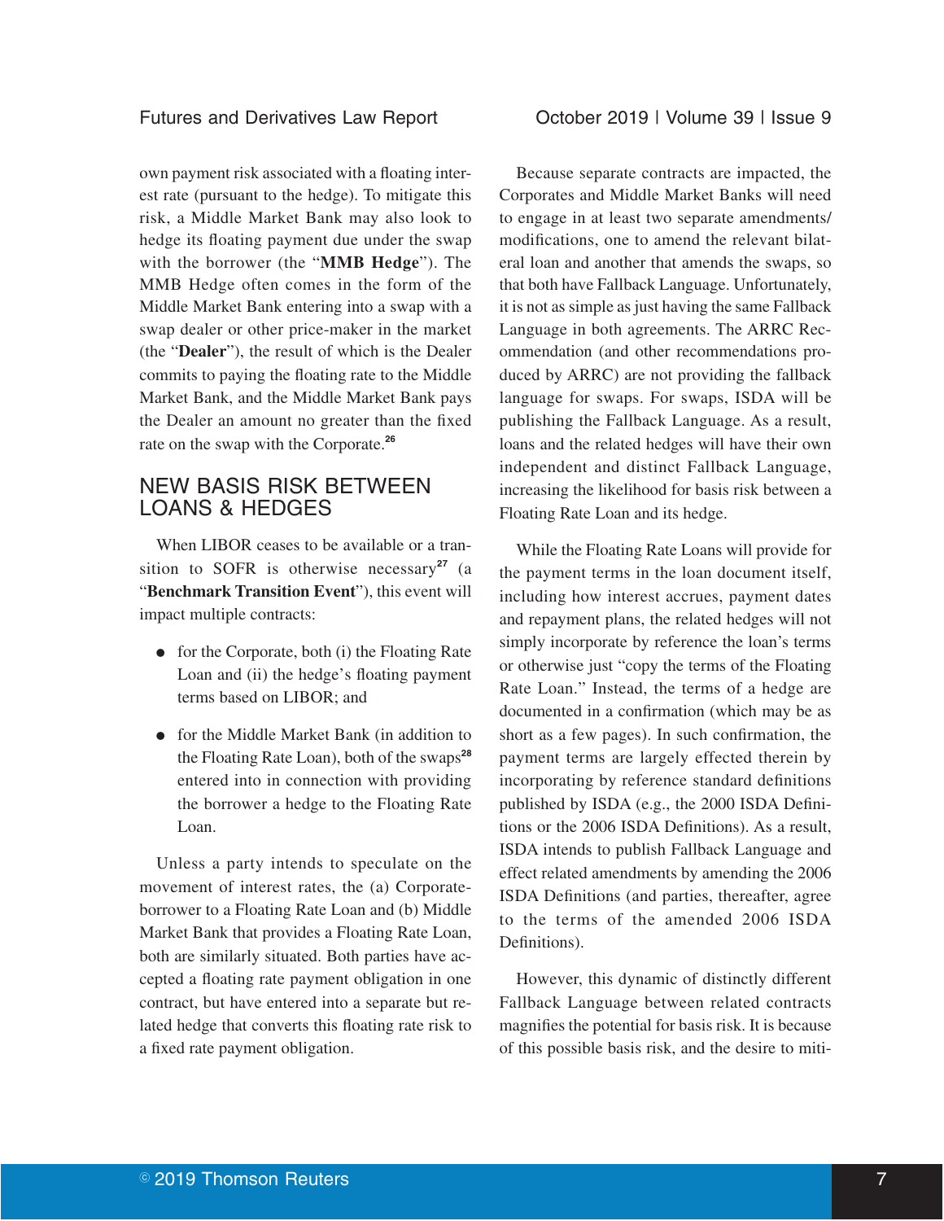own payment risk associated with a floating interest rate (pursuant to the hedge). To mitigate this risk, a Middle Market Bank may also look to hedge its floating payment due under the swap with the borrower (the "**MMB Hedge**"). The MMB Hedge often comes in the form of the Middle Market Bank entering into a swap with a swap dealer or other price-maker in the market (the "**Dealer**"), the result of which is the Dealer commits to paying the floating rate to the Middle Market Bank, and the Middle Market Bank pays the Dealer an amount no greater than the fixed rate on the swap with the Corporate.[26]

## NEW BASIS RISK BETWEEN LOANS & HEDGES

When LIBOR ceases to be available or a transition to SOFR is otherwise necessary[27] (a "**Benchmark Transition Event**"), this event will impact multiple contracts:

- for the Corporate, both (i) the Floating Rate Loan and (ii) the hedge's floating payment terms based on LIBOR; and
- for the Middle Market Bank (in addition to the Floating Rate Loan), both of the swaps[28] entered into in connection with providing the borrower a hedge to the Floating Rate Loan.

Unless a party intends to speculate on the movement of interest rates, the (a) Corporate-borrower to a Floating Rate Loan and (b) Middle Market Bank that provides a Floating Rate Loan, both are similarly situated. Both parties have accepted a floating rate payment obligation in one contract, but have entered into a separate but related hedge that converts this floating rate risk to a fixed rate payment obligation.

Because separate contracts are impacted, the Corporates and Middle Market Banks will need to engage in at least two separate amendments/modifications, one to amend the relevant bilateral loan and another that amends the swaps, so that both have Fallback Language. Unfortunately, it is not as simple as just having the same Fallback Language in both agreements. The ARRC Recommendation (and other recommendations produced by ARRC) are not providing the fallback language for swaps. For swaps, ISDA will be publishing the Fallback Language. As a result, loans and the related hedges will have their own independent and distinct Fallback Language, increasing the likelihood for basis risk between a Floating Rate Loan and its hedge.

While the Floating Rate Loans will provide for the payment terms in the loan document itself, including how interest accrues, payment dates and repayment plans, the related hedges will not simply incorporate by reference the loan's terms or otherwise just "copy the terms of the Floating Rate Loan." Instead, the terms of a hedge are documented in a confirmation (which may be as short as a few pages). In such confirmation, the payment terms are largely effected therein by incorporating by reference standard definitions published by ISDA (e.g., the 2000 ISDA Definitions or the 2006 ISDA Definitions). As a result, ISDA intends to publish Fallback Language and effect related amendments by amending the 2006 ISDA Definitions (and parties, thereafter, agree to the terms of the amended 2006 ISDA Definitions).

However, this dynamic of distinctly different Fallback Language between related contracts magnifies the potential for basis risk. It is because of this possible basis risk, and the desire to miti-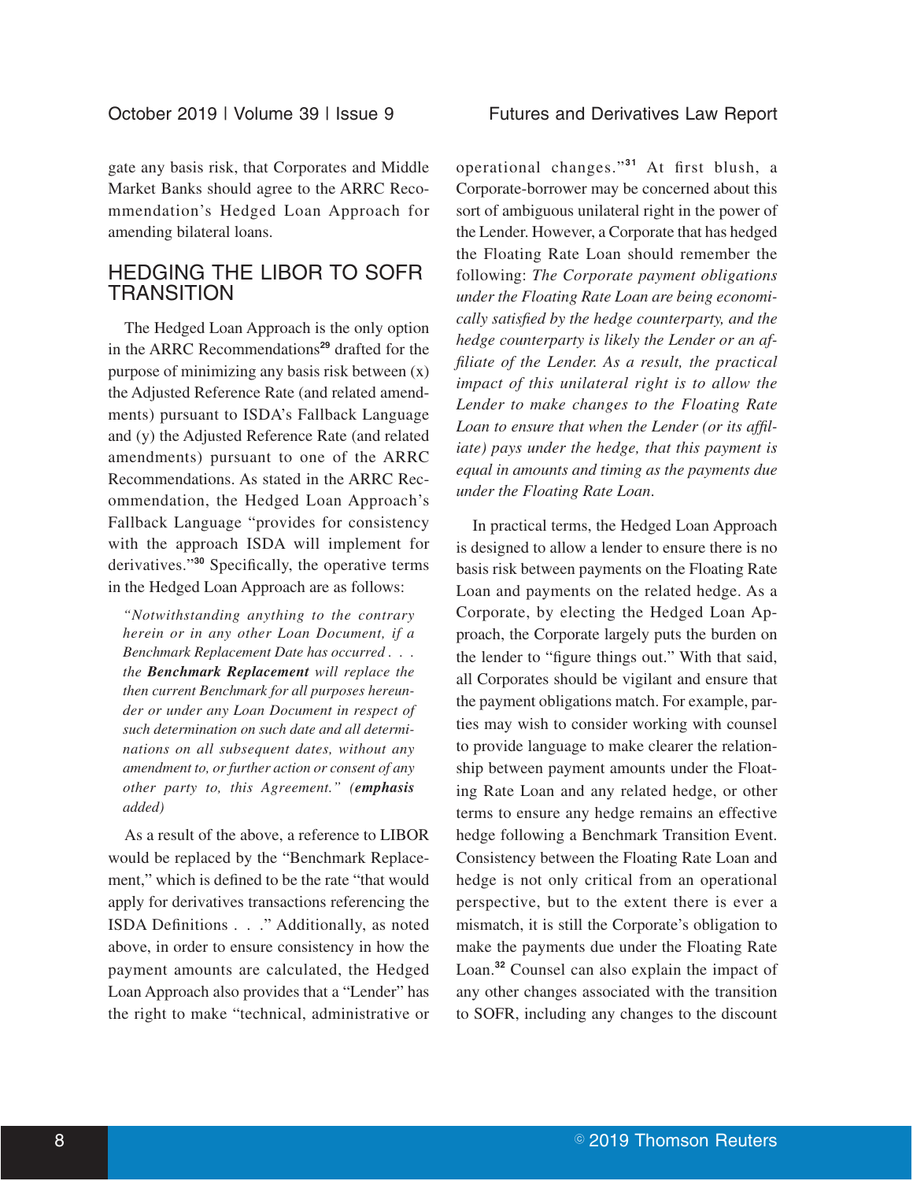gate any basis risk, that Corporates and Middle Market Banks should agree to the ARRC Recommendation's Hedged Loan Approach for amending bilateral loans.

## HEDGING THE LIBOR TO SOFR TRANSITION

The Hedged Loan Approach is the only option in the ARRC Recommendations[29] drafted for the purpose of minimizing any basis risk between (x) the Adjusted Reference Rate (and related amendments) pursuant to ISDA's Fallback Language and (y) the Adjusted Reference Rate (and related amendments) pursuant to one of the ARRC Recommendations. As stated in the ARRC Recommendation, the Hedged Loan Approach's Fallback Language "provides for consistency with the approach ISDA will implement for derivatives."[30] Specifically, the operative terms in the Hedged Loan Approach are as follows:

> *"Notwithstanding anything to the contrary herein or in any other Loan Document, if a Benchmark Replacement Date has occurred . . . the **Benchmark Replacement** will replace the then current Benchmark for all purposes hereunder or under any Loan Document in respect of such determination on such date and all determinations on all subsequent dates, without any amendment to, or further action or consent of any other party to, this Agreement." (**emphasis** added)*

As a result of the above, a reference to LIBOR would be replaced by the "Benchmark Replacement," which is defined to be the rate "that would apply for derivatives transactions referencing the ISDA Definitions . . ." Additionally, as noted above, in order to ensure consistency in how the payment amounts are calculated, the Hedged Loan Approach also provides that a "Lender" has the right to make "technical, administrative or operational changes."[31] At first blush, a Corporate-borrower may be concerned about this sort of ambiguous unilateral right in the power of the Lender. However, a Corporate that has hedged the Floating Rate Loan should remember the following: *The Corporate payment obligations under the Floating Rate Loan are being economically satisfied by the hedge counterparty, and the hedge counterparty is likely the Lender or an affiliate of the Lender. As a result, the practical impact of this unilateral right is to allow the Lender to make changes to the Floating Rate Loan to ensure that when the Lender (or its affiliate) pays under the hedge, that this payment is equal in amounts and timing as the payments due under the Floating Rate Loan.*

In practical terms, the Hedged Loan Approach is designed to allow a lender to ensure there is no basis risk between payments on the Floating Rate Loan and payments on the related hedge. As a Corporate, by electing the Hedged Loan Approach, the Corporate largely puts the burden on the lender to "figure things out." With that said, all Corporates should be vigilant and ensure that the payment obligations match. For example, parties may wish to consider working with counsel to provide language to make clearer the relationship between payment amounts under the Floating Rate Loan and any related hedge, or other terms to ensure any hedge remains an effective hedge following a Benchmark Transition Event. Consistency between the Floating Rate Loan and hedge is not only critical from an operational perspective, but to the extent there is ever a mismatch, it is still the Corporate's obligation to make the payments due under the Floating Rate Loan.[32] Counsel can also explain the impact of any other changes associated with the transition to SOFR, including any changes to the discount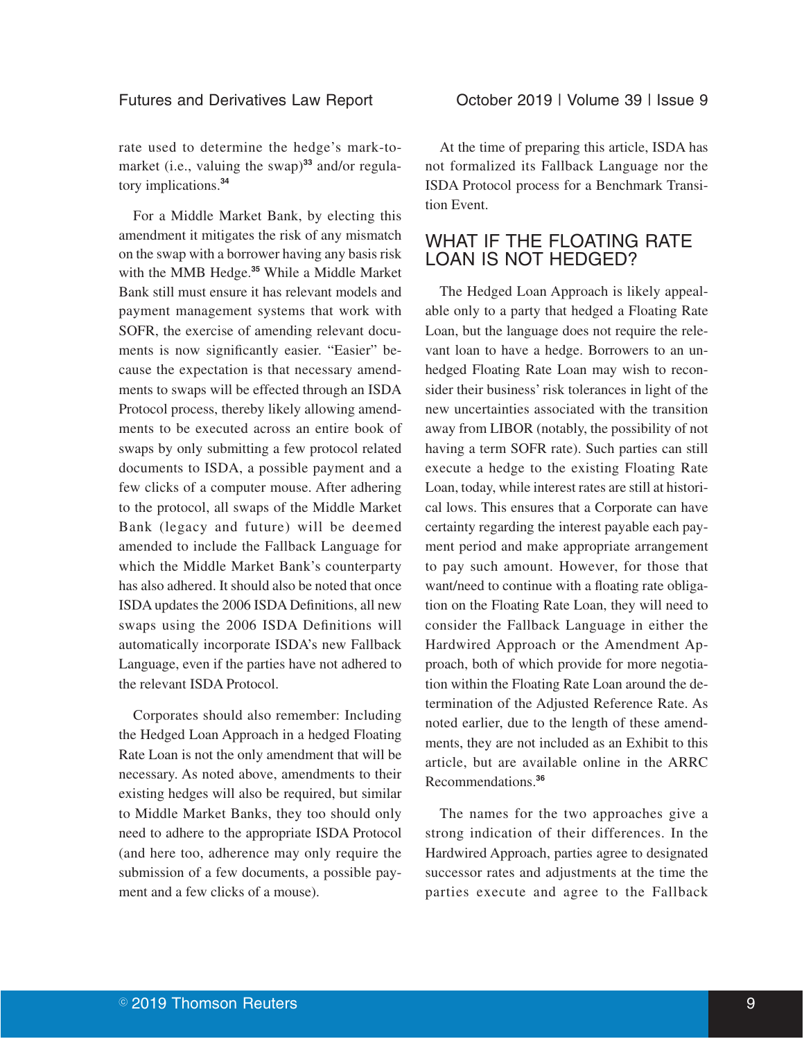rate used to determine the hedge's mark-to-market (i.e., valuing the swap)[33] and/or regulatory implications.[34]

For a Middle Market Bank, by electing this amendment it mitigates the risk of any mismatch on the swap with a borrower having any basis risk with the MMB Hedge.[35] While a Middle Market Bank still must ensure it has relevant models and payment management systems that work with SOFR, the exercise of amending relevant documents is now significantly easier. "Easier" because the expectation is that necessary amendments to swaps will be effected through an ISDA Protocol process, thereby likely allowing amendments to be executed across an entire book of swaps by only submitting a few protocol related documents to ISDA, a possible payment and a few clicks of a computer mouse. After adhering to the protocol, all swaps of the Middle Market Bank (legacy and future) will be deemed amended to include the Fallback Language for which the Middle Market Bank's counterparty has also adhered. It should also be noted that once ISDA updates the 2006 ISDA Definitions, all new swaps using the 2006 ISDA Definitions will automatically incorporate ISDA's new Fallback Language, even if the parties have not adhered to the relevant ISDA Protocol.

Corporates should also remember: Including the Hedged Loan Approach in a hedged Floating Rate Loan is not the only amendment that will be necessary. As noted above, amendments to their existing hedges will also be required, but similar to Middle Market Banks, they too should only need to adhere to the appropriate ISDA Protocol (and here too, adherence may only require the submission of a few documents, a possible payment and a few clicks of a mouse).

At the time of preparing this article, ISDA has not formalized its Fallback Language nor the ISDA Protocol process for a Benchmark Transition Event.

## WHAT IF THE FLOATING RATE LOAN IS NOT HEDGED?

The Hedged Loan Approach is likely appealable only to a party that hedged a Floating Rate Loan, but the language does not require the relevant loan to have a hedge. Borrowers to an unhedged Floating Rate Loan may wish to reconsider their business' risk tolerances in light of the new uncertainties associated with the transition away from LIBOR (notably, the possibility of not having a term SOFR rate). Such parties can still execute a hedge to the existing Floating Rate Loan, today, while interest rates are still at historical lows. This ensures that a Corporate can have certainty regarding the interest payable each payment period and make appropriate arrangement to pay such amount. However, for those that want/need to continue with a floating rate obligation on the Floating Rate Loan, they will need to consider the Fallback Language in either the Hardwired Approach or the Amendment Approach, both of which provide for more negotiation within the Floating Rate Loan around the determination of the Adjusted Reference Rate. As noted earlier, due to the length of these amendments, they are not included as an Exhibit to this article, but are available online in the ARRC Recommendations.[36]

The names for the two approaches give a strong indication of their differences. In the Hardwired Approach, parties agree to designated successor rates and adjustments at the time the parties execute and agree to the Fallback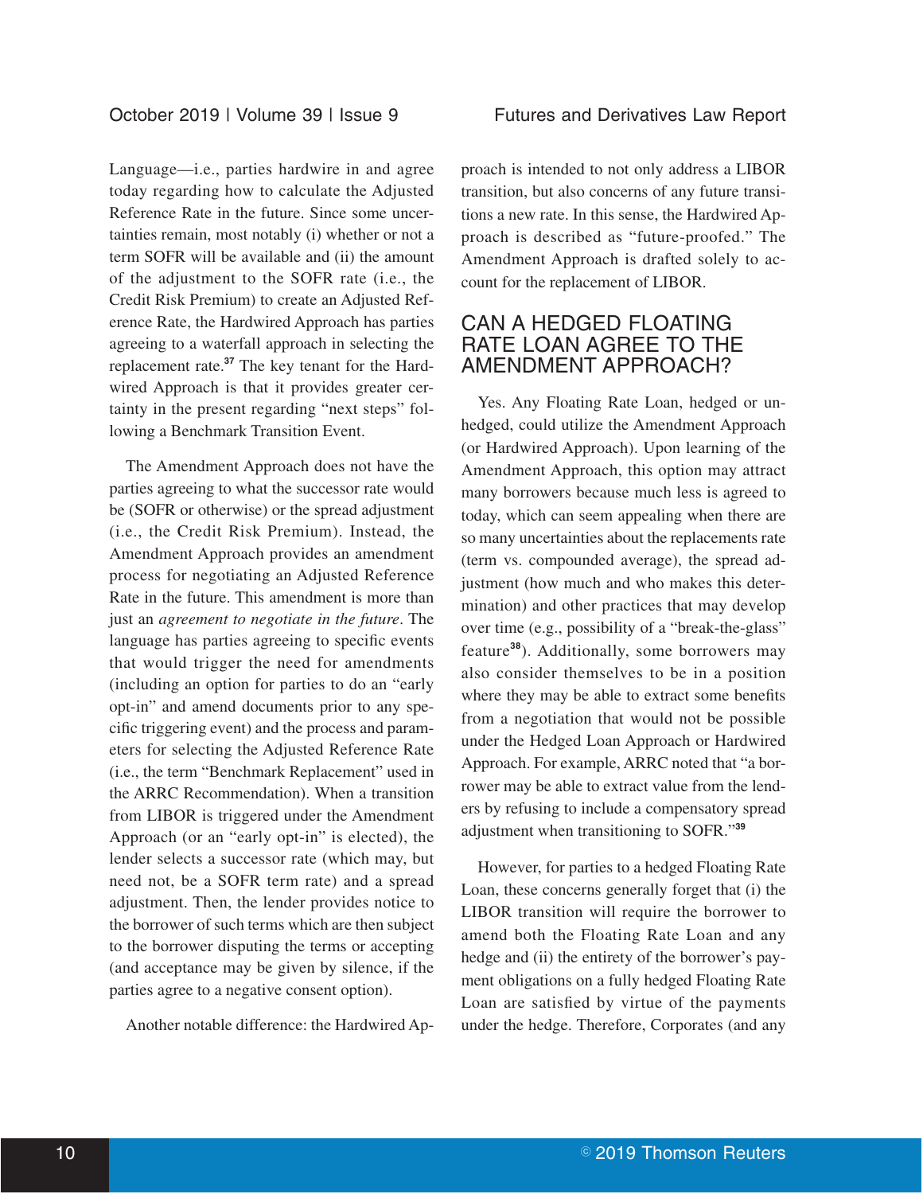Language—i.e., parties hardwire in and agree today regarding how to calculate the Adjusted Reference Rate in the future. Since some uncertainties remain, most notably (i) whether or not a term SOFR will be available and (ii) the amount of the adjustment to the SOFR rate (i.e., the Credit Risk Premium) to create an Adjusted Reference Rate, the Hardwired Approach has parties agreeing to a waterfall approach in selecting the replacement rate.[37] The key tenant for the Hardwired Approach is that it provides greater certainty in the present regarding "next steps" following a Benchmark Transition Event.

The Amendment Approach does not have the parties agreeing to what the successor rate would be (SOFR or otherwise) or the spread adjustment (i.e., the Credit Risk Premium). Instead, the Amendment Approach provides an amendment process for negotiating an Adjusted Reference Rate in the future. This amendment is more than just an *agreement to negotiate in the future*. The language has parties agreeing to specific events that would trigger the need for amendments (including an option for parties to do an "early opt-in" and amend documents prior to any specific triggering event) and the process and parameters for selecting the Adjusted Reference Rate (i.e., the term "Benchmark Replacement" used in the ARRC Recommendation). When a transition from LIBOR is triggered under the Amendment Approach (or an "early opt-in" is elected), the lender selects a successor rate (which may, but need not, be a SOFR term rate) and a spread adjustment. Then, the lender provides notice to the borrower of such terms which are then subject to the borrower disputing the terms or accepting (and acceptance may be given by silence, if the parties agree to a negative consent option).

Another notable difference: the Hardwired Approach is intended to not only address a LIBOR transition, but also concerns of any future transitions a new rate. In this sense, the Hardwired Approach is described as "future-proofed." The Amendment Approach is drafted solely to account for the replacement of LIBOR.

## CAN A HEDGED FLOATING RATE LOAN AGREE TO THE AMENDMENT APPROACH?

Yes. Any Floating Rate Loan, hedged or unhedged, could utilize the Amendment Approach (or Hardwired Approach). Upon learning of the Amendment Approach, this option may attract many borrowers because much less is agreed to today, which can seem appealing when there are so many uncertainties about the replacements rate (term vs. compounded average), the spread adjustment (how much and who makes this determination) and other practices that may develop over time (e.g., possibility of a "break-the-glass" feature[38]). Additionally, some borrowers may also consider themselves to be in a position where they may be able to extract some benefits from a negotiation that would not be possible under the Hedged Loan Approach or Hardwired Approach. For example, ARRC noted that "a borrower may be able to extract value from the lenders by refusing to include a compensatory spread adjustment when transitioning to SOFR."[39]

However, for parties to a hedged Floating Rate Loan, these concerns generally forget that (i) the LIBOR transition will require the borrower to amend both the Floating Rate Loan and any hedge and (ii) the entirety of the borrower's payment obligations on a fully hedged Floating Rate Loan are satisfied by virtue of the payments under the hedge. Therefore, Corporates (and any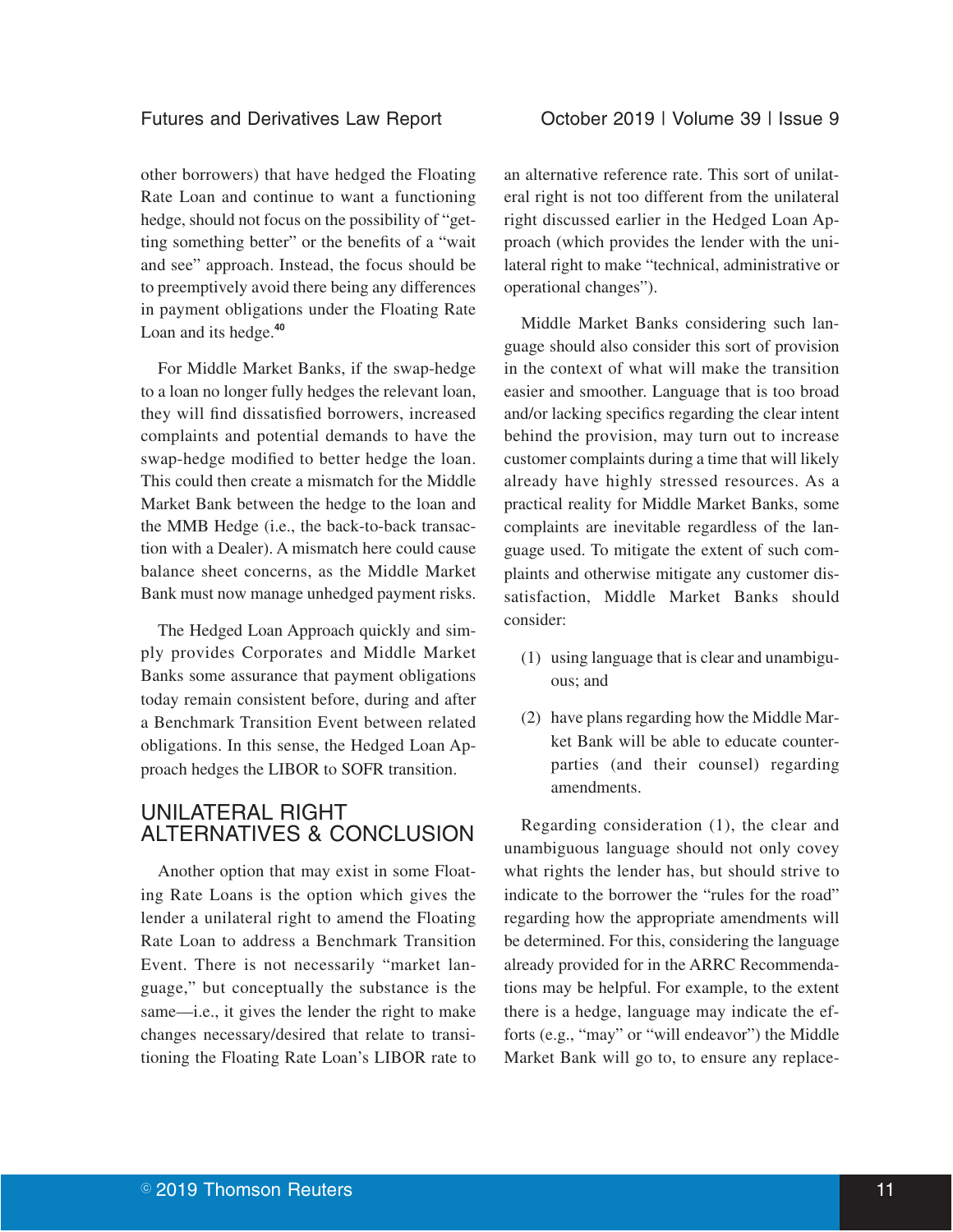other borrowers) that have hedged the Floating Rate Loan and continue to want a functioning hedge, should not focus on the possibility of "getting something better" or the benefits of a "wait and see" approach. Instead, the focus should be to preemptively avoid there being any differences in payment obligations under the Floating Rate Loan and its hedge.[40]

For Middle Market Banks, if the swap-hedge to a loan no longer fully hedges the relevant loan, they will find dissatisfied borrowers, increased complaints and potential demands to have the swap-hedge modified to better hedge the loan. This could then create a mismatch for the Middle Market Bank between the hedge to the loan and the MMB Hedge (i.e., the back-to-back transaction with a Dealer). A mismatch here could cause balance sheet concerns, as the Middle Market Bank must now manage unhedged payment risks.

The Hedged Loan Approach quickly and simply provides Corporates and Middle Market Banks some assurance that payment obligations today remain consistent before, during and after a Benchmark Transition Event between related obligations. In this sense, the Hedged Loan Approach hedges the LIBOR to SOFR transition.

## UNILATERAL RIGHT ALTERNATIVES & CONCLUSION

Another option that may exist in some Floating Rate Loans is the option which gives the lender a unilateral right to amend the Floating Rate Loan to address a Benchmark Transition Event. There is not necessarily "market language," but conceptually the substance is the same—i.e., it gives the lender the right to make changes necessary/desired that relate to transitioning the Floating Rate Loan's LIBOR rate to an alternative reference rate. This sort of unilateral right is not too different from the unilateral right discussed earlier in the Hedged Loan Approach (which provides the lender with the unilateral right to make "technical, administrative or operational changes").

Middle Market Banks considering such language should also consider this sort of provision in the context of what will make the transition easier and smoother. Language that is too broad and/or lacking specifics regarding the clear intent behind the provision, may turn out to increase customer complaints during a time that will likely already have highly stressed resources. As a practical reality for Middle Market Banks, some complaints are inevitable regardless of the language used. To mitigate the extent of such complaints and otherwise mitigate any customer dissatisfaction, Middle Market Banks should consider:

(1) using language that is clear and unambiguous; and

(2) have plans regarding how the Middle Market Bank will be able to educate counterparties (and their counsel) regarding amendments.

Regarding consideration (1), the clear and unambiguous language should not only covey what rights the lender has, but should strive to indicate to the borrower the "rules for the road" regarding how the appropriate amendments will be determined. For this, considering the language already provided for in the ARRC Recommendations may be helpful. For example, to the extent there is a hedge, language may indicate the efforts (e.g., "may" or "will endeavor") the Middle Market Bank will go to, to ensure any replace-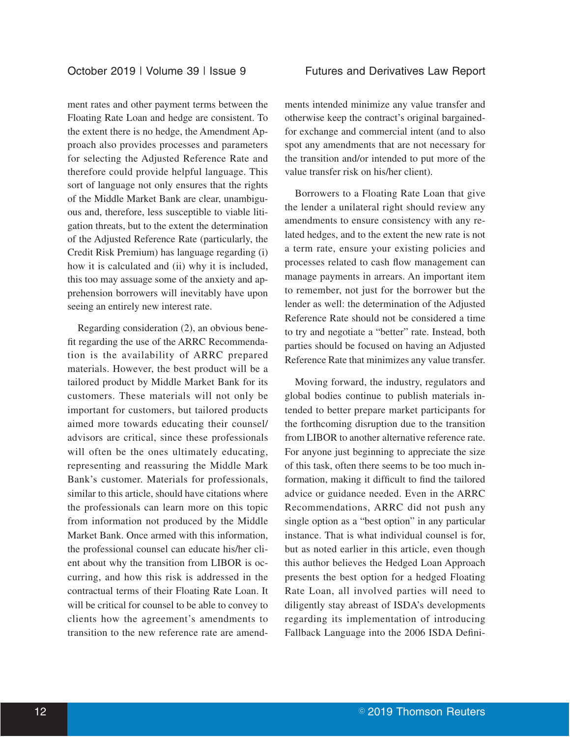ment rates and other payment terms between the Floating Rate Loan and hedge are consistent. To the extent there is no hedge, the Amendment Approach also provides processes and parameters for selecting the Adjusted Reference Rate and therefore could provide helpful language. This sort of language not only ensures that the rights of the Middle Market Bank are clear, unambiguous and, therefore, less susceptible to viable litigation threats, but to the extent the determination of the Adjusted Reference Rate (particularly, the Credit Risk Premium) has language regarding (i) how it is calculated and (ii) why it is included, this too may assuage some of the anxiety and apprehension borrowers will inevitably have upon seeing an entirely new interest rate.

Regarding consideration (2), an obvious benefit regarding the use of the ARRC Recommendation is the availability of ARRC prepared materials. However, the best product will be a tailored product by Middle Market Bank for its customers. These materials will not only be important for customers, but tailored products aimed more towards educating their counsel/advisors are critical, since these professionals will often be the ones ultimately educating, representing and reassuring the Middle Mark Bank's customer. Materials for professionals, similar to this article, should have citations where the professionals can learn more on this topic from information not produced by the Middle Market Bank. Once armed with this information, the professional counsel can educate his/her client about why the transition from LIBOR is occurring, and how this risk is addressed in the contractual terms of their Floating Rate Loan. It will be critical for counsel to be able to convey to clients how the agreement's amendments to transition to the new reference rate are amendments intended minimize any value transfer and otherwise keep the contract's original bargained-for exchange and commercial intent (and to also spot any amendments that are not necessary for the transition and/or intended to put more of the value transfer risk on his/her client).

Borrowers to a Floating Rate Loan that give the lender a unilateral right should review any amendments to ensure consistency with any related hedges, and to the extent the new rate is not a term rate, ensure your existing policies and processes related to cash flow management can manage payments in arrears. An important item to remember, not just for the borrower but the lender as well: the determination of the Adjusted Reference Rate should not be considered a time to try and negotiate a "better" rate. Instead, both parties should be focused on having an Adjusted Reference Rate that minimizes any value transfer.

Moving forward, the industry, regulators and global bodies continue to publish materials intended to better prepare market participants for the forthcoming disruption due to the transition from LIBOR to another alternative reference rate. For anyone just beginning to appreciate the size of this task, often there seems to be too much information, making it difficult to find the tailored advice or guidance needed. Even in the ARRC Recommendations, ARRC did not push any single option as a "best option" in any particular instance. That is what individual counsel is for, but as noted earlier in this article, even though this author believes the Hedged Loan Approach presents the best option for a hedged Floating Rate Loan, all involved parties will need to diligently stay abreast of ISDA's developments regarding its implementation of introducing Fallback Language into the 2006 ISDA Defini-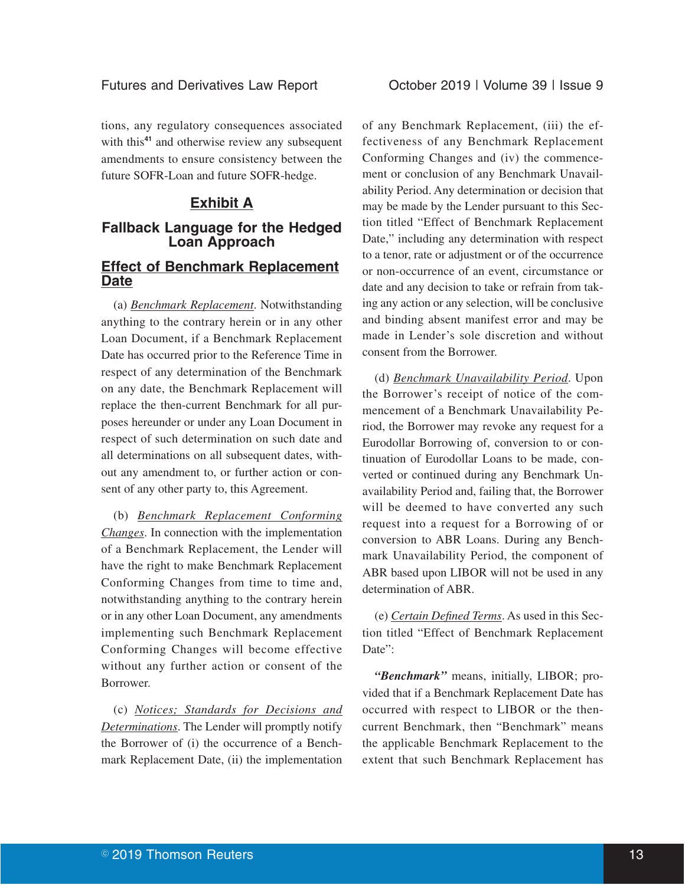tions, any regulatory consequences associated with this[41] and otherwise review any subsequent amendments to ensure consistency between the future SOFR-Loan and future SOFR-hedge.

## Exhibit A

## Fallback Language for the Hedged Loan Approach

### Effect of Benchmark Replacement Date

(a) *Benchmark Replacement*. Notwithstanding anything to the contrary herein or in any other Loan Document, if a Benchmark Replacement Date has occurred prior to the Reference Time in respect of any determination of the Benchmark on any date, the Benchmark Replacement will replace the then-current Benchmark for all purposes hereunder or under any Loan Document in respect of such determination on such date and all determinations on all subsequent dates, without any amendment to, or further action or consent of any other party to, this Agreement.

(b) *Benchmark Replacement Conforming Changes*. In connection with the implementation of a Benchmark Replacement, the Lender will have the right to make Benchmark Replacement Conforming Changes from time to time and, notwithstanding anything to the contrary herein or in any other Loan Document, any amendments implementing such Benchmark Replacement Conforming Changes will become effective without any further action or consent of the Borrower.

(c) *Notices; Standards for Decisions and Determinations*. The Lender will promptly notify the Borrower of (i) the occurrence of a Benchmark Replacement Date, (ii) the implementation of any Benchmark Replacement, (iii) the effectiveness of any Benchmark Replacement Conforming Changes and (iv) the commencement or conclusion of any Benchmark Unavailability Period. Any determination or decision that may be made by the Lender pursuant to this Section titled "Effect of Benchmark Replacement Date," including any determination with respect to a tenor, rate or adjustment or of the occurrence or non-occurrence of an event, circumstance or date and any decision to take or refrain from taking any action or any selection, will be conclusive and binding absent manifest error and may be made in Lender's sole discretion and without consent from the Borrower.

(d) *Benchmark Unavailability Period*. Upon the Borrower's receipt of notice of the commencement of a Benchmark Unavailability Period, the Borrower may revoke any request for a Eurodollar Borrowing of, conversion to or continuation of Eurodollar Loans to be made, converted or continued during any Benchmark Unavailability Period and, failing that, the Borrower will be deemed to have converted any such request into a request for a Borrowing of or conversion to ABR Loans. During any Benchmark Unavailability Period, the component of ABR based upon LIBOR will not be used in any determination of ABR.

(e) *Certain Defined Terms*. As used in this Section titled "Effect of Benchmark Replacement Date":

***"Benchmark"*** means, initially, LIBOR; provided that if a Benchmark Replacement Date has occurred with respect to LIBOR or the then-current Benchmark, then "Benchmark" means the applicable Benchmark Replacement to the extent that such Benchmark Replacement has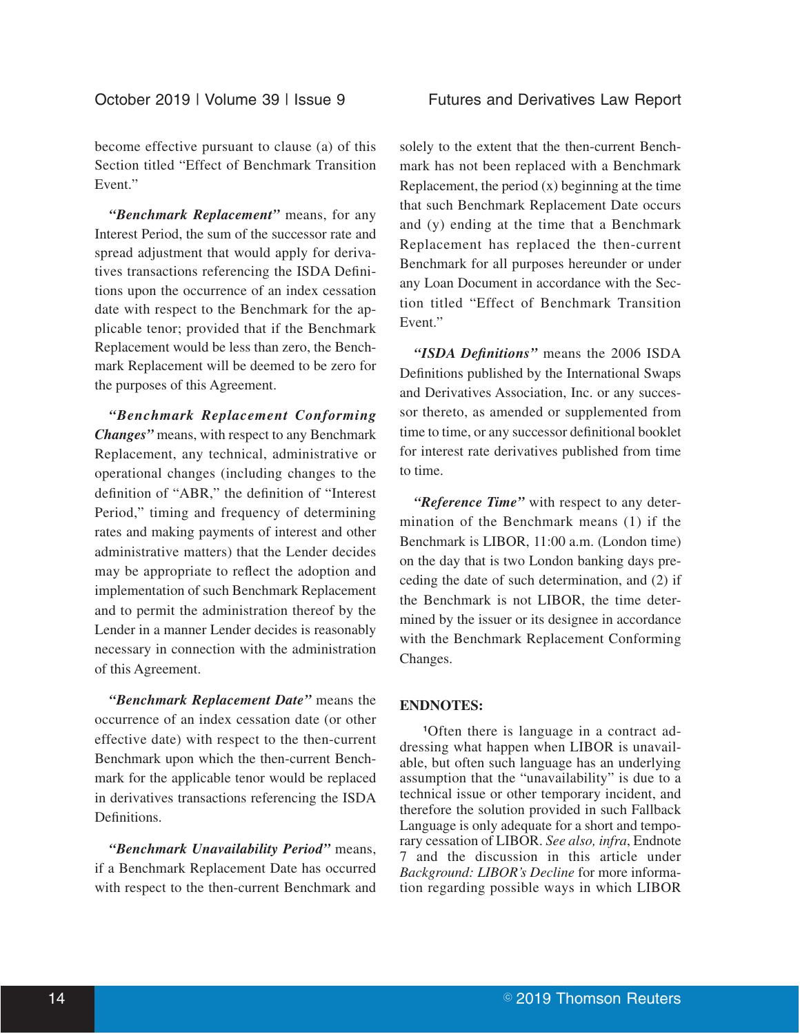become effective pursuant to clause (a) of this Section titled "Effect of Benchmark Transition Event."

***"Benchmark Replacement"*** means, for any Interest Period, the sum of the successor rate and spread adjustment that would apply for derivatives transactions referencing the ISDA Definitions upon the occurrence of an index cessation date with respect to the Benchmark for the applicable tenor; provided that if the Benchmark Replacement would be less than zero, the Benchmark Replacement will be deemed to be zero for the purposes of this Agreement.

***"Benchmark Replacement Conforming Changes"*** means, with respect to any Benchmark Replacement, any technical, administrative or operational changes (including changes to the definition of "ABR," the definition of "Interest Period," timing and frequency of determining rates and making payments of interest and other administrative matters) that the Lender decides may be appropriate to reflect the adoption and implementation of such Benchmark Replacement and to permit the administration thereof by the Lender in a manner Lender decides is reasonably necessary in connection with the administration of this Agreement.

***"Benchmark Replacement Date"*** means the occurrence of an index cessation date (or other effective date) with respect to the then-current Benchmark upon which the then-current Benchmark for the applicable tenor would be replaced in derivatives transactions referencing the ISDA Definitions.

***"Benchmark Unavailability Period"*** means, if a Benchmark Replacement Date has occurred with respect to the then-current Benchmark and solely to the extent that the then-current Benchmark has not been replaced with a Benchmark Replacement, the period (x) beginning at the time that such Benchmark Replacement Date occurs and (y) ending at the time that a Benchmark Replacement has replaced the then-current Benchmark for all purposes hereunder or under any Loan Document in accordance with the Section titled "Effect of Benchmark Transition Event."

***"ISDA Definitions"*** means the 2006 ISDA Definitions published by the International Swaps and Derivatives Association, Inc. or any successor thereto, as amended or supplemented from time to time, or any successor definitional booklet for interest rate derivatives published from time to time.

***"Reference Time"*** with respect to any determination of the Benchmark means (1) if the Benchmark is LIBOR, 11:00 a.m. (London time) on the day that is two London banking days preceding the date of such determination, and (2) if the Benchmark is not LIBOR, the time determined by the issuer or its designee in accordance with the Benchmark Replacement Conforming Changes.

**ENDNOTES:**

[1]Often there is language in a contract addressing what happen when LIBOR is unavailable, but often such language has an underlying assumption that the "unavailability" is due to a technical issue or other temporary incident, and therefore the solution provided in such Fallback Language is only adequate for a short and temporary cessation of LIBOR. *See also, infra*, Endnote 7 and the discussion in this article under *Background: LIBOR's Decline* for more information regarding possible ways in which LIBOR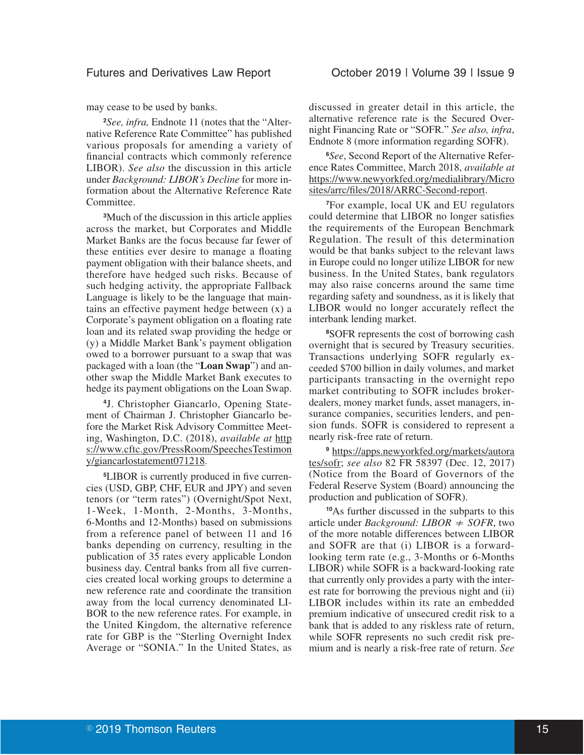may cease to be used by banks.

[2]*See, infra,* Endnote 11 (notes that the "Alternative Reference Rate Committee" has published various proposals for amending a variety of financial contracts which commonly reference LIBOR). *See also* the discussion in this article under *Background: LIBOR's Decline* for more information about the Alternative Reference Rate Committee.

[3]Much of the discussion in this article applies across the market, but Corporates and Middle Market Banks are the focus because far fewer of these entities ever desire to manage a floating payment obligation with their balance sheets, and therefore have hedged such risks. Because of such hedging activity, the appropriate Fallback Language is likely to be the language that maintains an effective payment hedge between (x) a Corporate's payment obligation on a floating rate loan and its related swap providing the hedge or (y) a Middle Market Bank's payment obligation owed to a borrower pursuant to a swap that was packaged with a loan (the "**Loan Swap**") and another swap the Middle Market Bank executes to hedge its payment obligations on the Loan Swap.

[4]J. Christopher Giancarlo, Opening Statement of Chairman J. Christopher Giancarlo before the Market Risk Advisory Committee Meeting, Washington, D.C. (2018), *available at* https://www.cftc.gov/PressRoom/SpeechesTestimony/giancarlostatement071218.

[5]LIBOR is currently produced in five currencies (USD, GBP, CHF, EUR and JPY) and seven tenors (or "term rates") (Overnight/Spot Next, 1-Week, 1-Month, 2-Months, 3-Months, 6-Months and 12-Months) based on submissions from a reference panel of between 11 and 16 banks depending on currency, resulting in the publication of 35 rates every applicable London business day. Central banks from all five currencies created local working groups to determine a new reference rate and coordinate the transition away from the local currency denominated LIBOR to the new reference rates. For example, in the United Kingdom, the alternative reference rate for GBP is the "Sterling Overnight Index Average or "SONIA." In the United States, as discussed in greater detail in this article, the alternative reference rate is the Secured Overnight Financing Rate or "SOFR." *See also, infra*, Endnote 8 (more information regarding SOFR).

[6]*See*, Second Report of the Alternative Reference Rates Committee, March 2018, *available at* https://www.newyorkfed.org/medialibrary/Microsites/arrc/files/2018/ARRC-Second-report.

[7]For example, local UK and EU regulators could determine that LIBOR no longer satisfies the requirements of the European Benchmark Regulation. The result of this determination would be that banks subject to the relevant laws in Europe could no longer utilize LIBOR for new business. In the United States, bank regulators may also raise concerns around the same time regarding safety and soundness, as it is likely that LIBOR would no longer accurately reflect the interbank lending market.

[8]SOFR represents the cost of borrowing cash overnight that is secured by Treasury securities. Transactions underlying SOFR regularly exceeded $700 billion in daily volumes, and market participants transacting in the overnight repo market contributing to SOFR includes broker-dealers, money market funds, asset managers, insurance companies, securities lenders, and pension funds. SOFR is considered to represent a nearly risk-free rate of return.

[9] https://apps.newyorkfed.org/markets/autorates/sofr; *see also* 82 FR 58397 (Dec. 12, 2017) (Notice from the Board of Governors of the Federal Reserve System (Board) announcing the production and publication of SOFR).

[10]As further discussed in the subparts to this article under *Background: LIBOR ≠ SOFR*, two of the more notable differences between LIBOR and SOFR are that (i) LIBOR is a forward-looking term rate (e.g., 3-Months or 6-Months LIBOR) while SOFR is a backward-looking rate that currently only provides a party with the interest rate for borrowing the previous night and (ii) LIBOR includes within its rate an embedded premium indicative of unsecured credit risk to a bank that is added to any riskless rate of return, while SOFR represents no such credit risk premium and is nearly a risk-free rate of return. *See*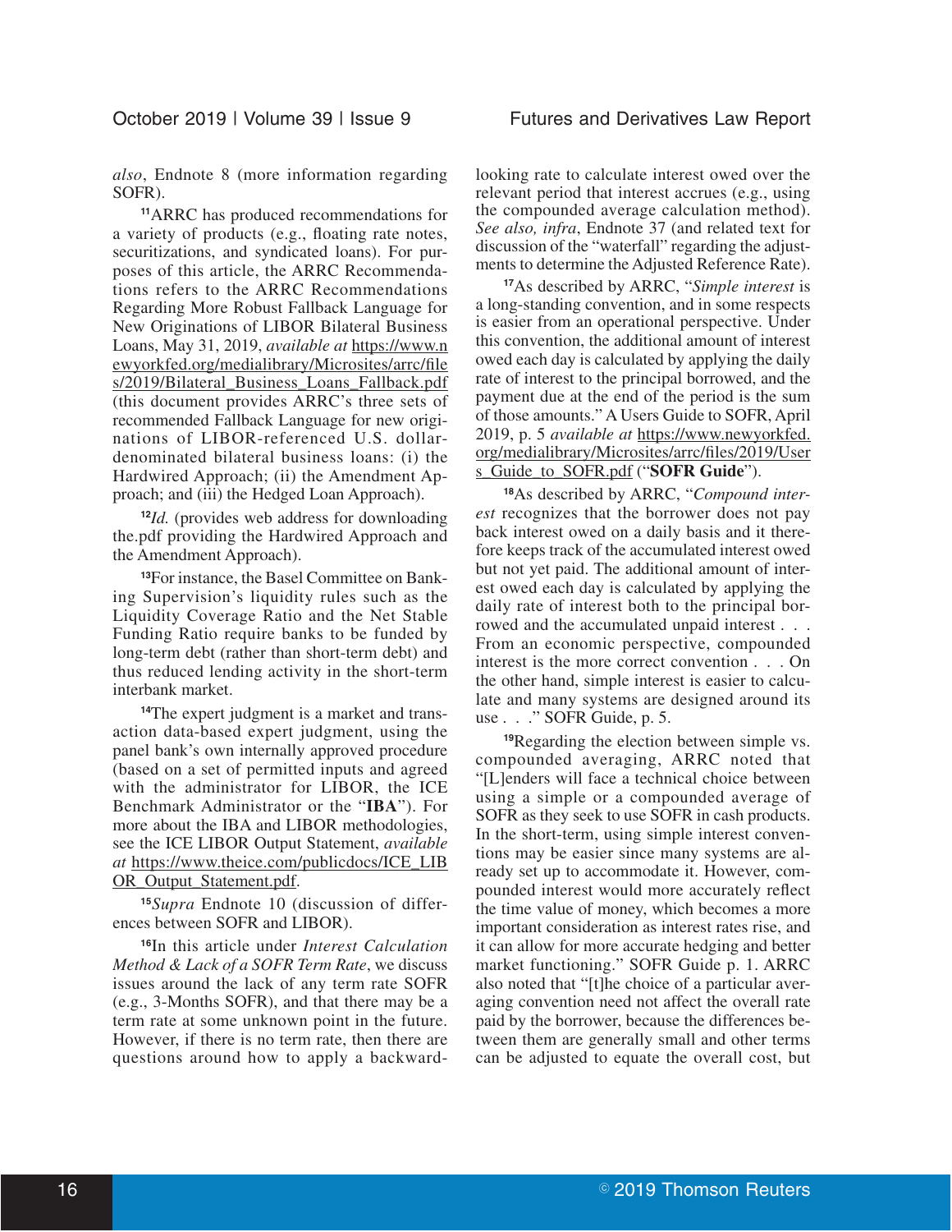*also*, Endnote 8 (more information regarding SOFR).

[11]ARRC has produced recommendations for a variety of products (e.g., floating rate notes, securitizations, and syndicated loans). For purposes of this article, the ARRC Recommendations refers to the ARRC Recommendations Regarding More Robust Fallback Language for New Originations of LIBOR Bilateral Business Loans, May 31, 2019, *available at* https://www.newyorkfed.org/medialibrary/Microsites/arrc/files/2019/Bilateral_Business_Loans_Fallback.pdf (this document provides ARRC's three sets of recommended Fallback Language for new originations of LIBOR-referenced U.S. dollar-denominated bilateral business loans: (i) the Hardwired Approach; (ii) the Amendment Approach; and (iii) the Hedged Loan Approach).

[12]*Id.* (provides web address for downloading the.pdf providing the Hardwired Approach and the Amendment Approach).

[13]For instance, the Basel Committee on Banking Supervision's liquidity rules such as the Liquidity Coverage Ratio and the Net Stable Funding Ratio require banks to be funded by long-term debt (rather than short-term debt) and thus reduced lending activity in the short-term interbank market.

[14]The expert judgment is a market and transaction data-based expert judgment, using the panel bank's own internally approved procedure (based on a set of permitted inputs and agreed with the administrator for LIBOR, the ICE Benchmark Administrator or the "**IBA**"). For more about the IBA and LIBOR methodologies, see the ICE LIBOR Output Statement, *available at* https://www.theice.com/publicdocs/ICE_LIBOR_Output_Statement.pdf.

[15]*Supra* Endnote 10 (discussion of differences between SOFR and LIBOR).

[16]In this article under *Interest Calculation Method & Lack of a SOFR Term Rate*, we discuss issues around the lack of any term rate SOFR (e.g., 3-Months SOFR), and that there may be a term rate at some unknown point in the future. However, if there is no term rate, then there are questions around how to apply a backward-looking rate to calculate interest owed over the relevant period that interest accrues (e.g., using the compounded average calculation method). *See also, infra*, Endnote 37 (and related text for discussion of the "waterfall" regarding the adjustments to determine the Adjusted Reference Rate).

[17]As described by ARRC, "*Simple interest* is a long-standing convention, and in some respects is easier from an operational perspective. Under this convention, the additional amount of interest owed each day is calculated by applying the daily rate of interest to the principal borrowed, and the payment due at the end of the period is the sum of those amounts." A Users Guide to SOFR, April 2019, p. 5 *available at* https://www.newyorkfed.org/medialibrary/Microsites/arrc/files/2019/Users_Guide_to_SOFR.pdf ("**SOFR Guide**").

[18]As described by ARRC, "*Compound interest* recognizes that the borrower does not pay back interest owed on a daily basis and it therefore keeps track of the accumulated interest owed but not yet paid. The additional amount of interest owed each day is calculated by applying the daily rate of interest both to the principal borrowed and the accumulated unpaid interest . . . From an economic perspective, compounded interest is the more correct convention . . . On the other hand, simple interest is easier to calculate and many systems are designed around its use . . ." SOFR Guide, p. 5.

[19]Regarding the election between simple vs. compounded averaging, ARRC noted that "[L]enders will face a technical choice between using a simple or a compounded average of SOFR as they seek to use SOFR in cash products. In the short-term, using simple interest conventions may be easier since many systems are already set up to accommodate it. However, compounded interest would more accurately reflect the time value of money, which becomes a more important consideration as interest rates rise, and it can allow for more accurate hedging and better market functioning." SOFR Guide p. 1. ARRC also noted that "[t]he choice of a particular averaging convention need not affect the overall rate paid by the borrower, because the differences between them are generally small and other terms can be adjusted to equate the overall cost, but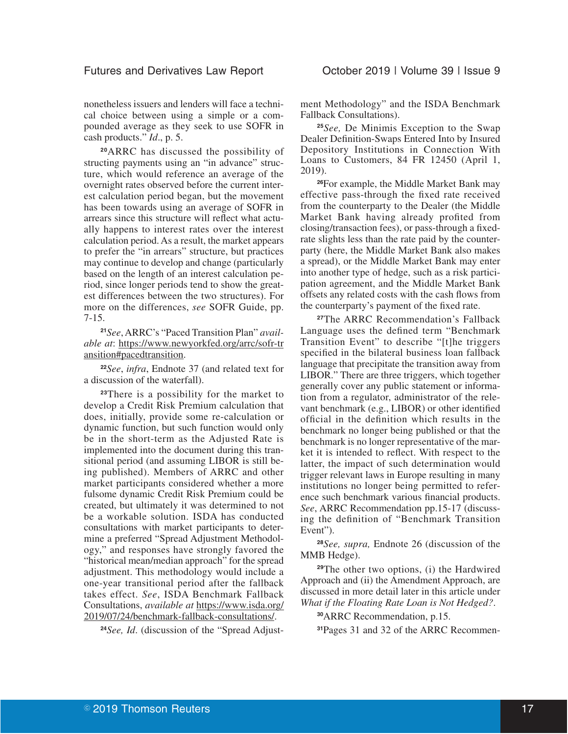nonetheless issuers and lenders will face a technical choice between using a simple or a compounded average as they seek to use SOFR in cash products." *Id*., p. 5.

[20]ARRC has discussed the possibility of structing payments using an "in advance" structure, which would reference an average of the overnight rates observed before the current interest calculation period began, but the movement has been towards using an average of SOFR in arrears since this structure will reflect what actually happens to interest rates over the interest calculation period. As a result, the market appears to prefer the "in arrears" structure, but practices may continue to develop and change (particularly based on the length of an interest calculation period, since longer periods tend to show the greatest differences between the two structures). For more on the differences, *see* SOFR Guide, pp. 7-15.

[21]*See*, ARRC's "Paced Transition Plan" *available at*: https://www.newyorkfed.org/arrc/sofr-transition#pacedtransition.

[22]*See*, *infra*, Endnote 37 (and related text for a discussion of the waterfall).

[23]There is a possibility for the market to develop a Credit Risk Premium calculation that does, initially, provide some re-calculation or dynamic function, but such function would only be in the short-term as the Adjusted Rate is implemented into the document during this transitional period (and assuming LIBOR is still being published). Members of ARRC and other market participants considered whether a more fulsome dynamic Credit Risk Premium could be created, but ultimately it was determined to not be a workable solution. ISDA has conducted consultations with market participants to determine a preferred "Spread Adjustment Methodology," and responses have strongly favored the "historical mean/median approach" for the spread adjustment. This methodology would include a one-year transitional period after the fallback takes effect. *See*, ISDA Benchmark Fallback Consultations, *available at* https://www.isda.org/2019/07/24/benchmark-fallback-consultations/.

[24]*See, Id*. (discussion of the "Spread Adjustment Methodology" and the ISDA Benchmark Fallback Consultations).

[25]*See,* De Minimis Exception to the Swap Dealer Definition-Swaps Entered Into by Insured Depository Institutions in Connection With Loans to Customers, 84 FR 12450 (April 1, 2019).

[26]For example, the Middle Market Bank may effective pass-through the fixed rate received from the counterparty to the Dealer (the Middle Market Bank having already profited from closing/transaction fees), or pass-through a fixed-rate slights less than the rate paid by the counterparty (here, the Middle Market Bank also makes a spread), or the Middle Market Bank may enter into another type of hedge, such as a risk participation agreement, and the Middle Market Bank offsets any related costs with the cash flows from the counterparty's payment of the fixed rate.

[27]The ARRC Recommendation's Fallback Language uses the defined term "Benchmark Transition Event" to describe "[t]he triggers specified in the bilateral business loan fallback language that precipitate the transition away from LIBOR." There are three triggers, which together generally cover any public statement or information from a regulator, administrator of the relevant benchmark (e.g., LIBOR) or other identified official in the definition which results in the benchmark no longer being published or that the benchmark is no longer representative of the market it is intended to reflect. With respect to the latter, the impact of such determination would trigger relevant laws in Europe resulting in many institutions no longer being permitted to reference such benchmark various financial products. *See*, ARRC Recommendation pp.15-17 (discussing the definition of "Benchmark Transition Event").

[28]*See, supra,* Endnote 26 (discussion of the MMB Hedge).

[29]The other two options, (i) the Hardwired Approach and (ii) the Amendment Approach, are discussed in more detail later in this article under *What if the Floating Rate Loan is Not Hedged?*.

[30]ARRC Recommendation, p.15.

[31]Pages 31 and 32 of the ARRC Recommen-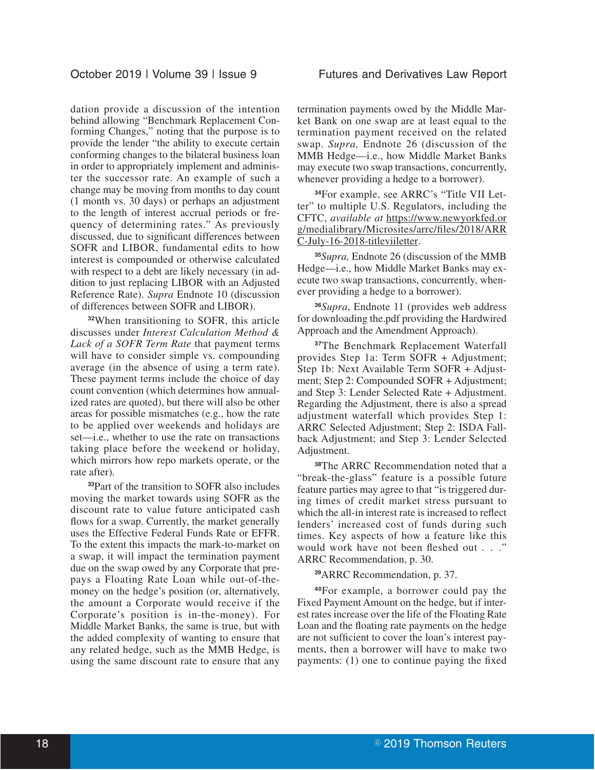dation provide a discussion of the intention behind allowing "Benchmark Replacement Conforming Changes," noting that the purpose is to provide the lender "the ability to execute certain conforming changes to the bilateral business loan in order to appropriately implement and administer the successor rate. An example of such a change may be moving from months to day count (1 month vs. 30 days) or perhaps an adjustment to the length of interest accrual periods or frequency of determining rates." As previously discussed, due to significant differences between SOFR and LIBOR, fundamental edits to how interest is compounded or otherwise calculated with respect to a debt are likely necessary (in addition to just replacing LIBOR with an Adjusted Reference Rate). *Supra* Endnote 10 (discussion of differences between SOFR and LIBOR).

[32]When transitioning to SOFR, this article discusses under *Interest Calculation Method & Lack of a SOFR Term Rate* that payment terms will have to consider simple vs. compounding average (in the absence of using a term rate). These payment terms include the choice of day count convention (which determines how annualized rates are quoted), but there will also be other areas for possible mismatches (e.g., how the rate to be applied over weekends and holidays are set—i.e., whether to use the rate on transactions taking place before the weekend or holiday, which mirrors how repo markets operate, or the rate after).

[33]Part of the transition to SOFR also includes moving the market towards using SOFR as the discount rate to value future anticipated cash flows for a swap. Currently, the market generally uses the Effective Federal Funds Rate or EFFR. To the extent this impacts the mark-to-market on a swap, it will impact the termination payment due on the swap owed by any Corporate that prepays a Floating Rate Loan while out-of-the-money on the hedge's position (or, alternatively, the amount a Corporate would receive if the Corporate's position is in-the-money). For Middle Market Banks, the same is true, but with the added complexity of wanting to ensure that any related hedge, such as the MMB Hedge, is using the same discount rate to ensure that any termination payments owed by the Middle Market Bank on one swap are at least equal to the termination payment received on the related swap. *Supra,* Endnote 26 (discussion of the MMB Hedge—i.e., how Middle Market Banks may execute two swap transactions, concurrently, whenever providing a hedge to a borrower).

[34]For example, see ARRC's "Title VII Letter" to multiple U.S. Regulators, including the CFTC, *available at* https://www.newyorkfed.org/medialibrary/Microsites/arrc/files/2018/ARRC-July-16-2018-titleviiletter.

[35]*Supra,* Endnote 26 (discussion of the MMB Hedge—i.e., how Middle Market Banks may execute two swap transactions, concurrently, whenever providing a hedge to a borrower).

[36]*Supra*, Endnote 11 (provides web address for downloading the.pdf providing the Hardwired Approach and the Amendment Approach).

[37]The Benchmark Replacement Waterfall provides Step 1a: Term SOFR + Adjustment; Step 1b: Next Available Term SOFR + Adjustment; Step 2: Compounded SOFR + Adjustment; and Step 3: Lender Selected Rate + Adjustment. Regarding the Adjustment, there is also a spread adjustment waterfall which provides Step 1: ARRC Selected Adjustment; Step 2: ISDA Fallback Adjustment; and Step 3: Lender Selected Adjustment.

[38]The ARRC Recommendation noted that a "break-the-glass" feature is a possible future feature parties may agree to that "is triggered during times of credit market stress pursuant to which the all-in interest rate is increased to reflect lenders' increased cost of funds during such times. Key aspects of how a feature like this would work have not been fleshed out . . ." ARRC Recommendation, p. 30.

[39]ARRC Recommendation, p. 37.

[40]For example, a borrower could pay the Fixed Payment Amount on the hedge, but if interest rates increase over the life of the Floating Rate Loan and the floating rate payments on the hedge are not sufficient to cover the loan's interest payments, then a borrower will have to make two payments: (1) one to continue paying the fixed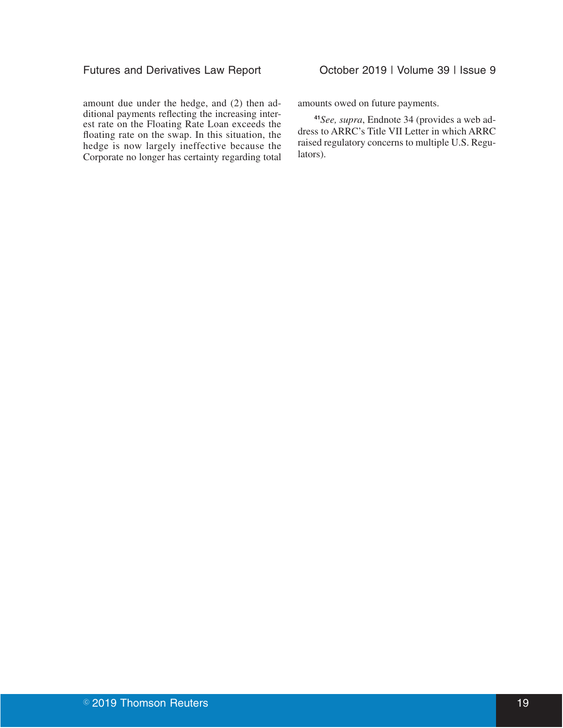amount due under the hedge, and (2) then additional payments reflecting the increasing interest rate on the Floating Rate Loan exceeds the floating rate on the swap. In this situation, the hedge is now largely ineffective because the Corporate no longer has certainty regarding total amounts owed on future payments.

[41]*See, supra*, Endnote 34 (provides a web address to ARRC's Title VII Letter in which ARRC raised regulatory concerns to multiple U.S. Regulators).